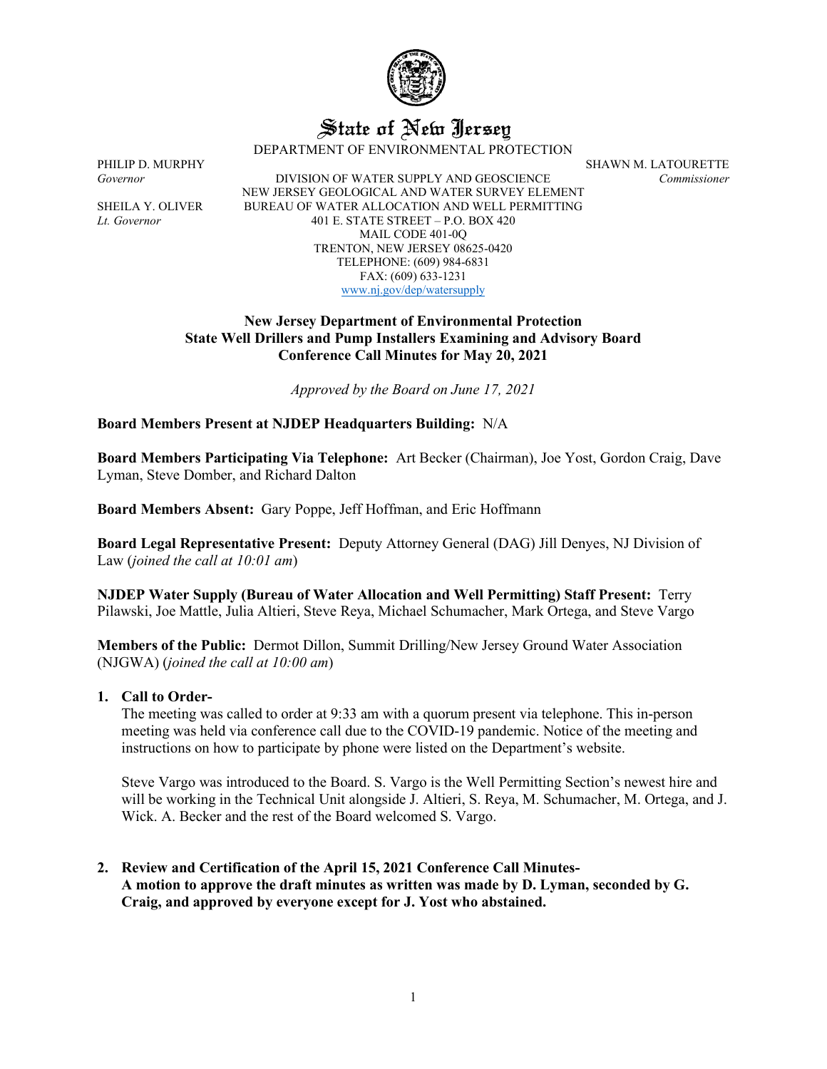# State of New Jersey

DEPARTMENT OF ENVIRONMENTAL PROTECTION

PHILIP D. MURPHY
*Governor*

SHEILA Y. OLIVER
*Lt. Governor*

DIVISION OF WATER SUPPLY AND GEOSCIENCE
NEW JERSEY GEOLOGICAL AND WATER SURVEY ELEMENT
BUREAU OF WATER ALLOCATION AND WELL PERMITTING
401 E. STATE STREET – P.O. BOX 420
MAIL CODE 401-0Q
TRENTON, NEW JERSEY 08625-0420
TELEPHONE: (609) 984-6831
FAX: (609) 633-1231
www.nj.gov/dep/watersupply

SHAWN M. LATOURETTE
*Commissioner*

**New Jersey Department of Environmental Protection**
**State Well Drillers and Pump Installers Examining and Advisory Board**
**Conference Call Minutes for May 20, 2021**

*Approved by the Board on June 17, 2021*

**Board Members Present at NJDEP Headquarters Building:** N/A

**Board Members Participating Via Telephone:** Art Becker (Chairman), Joe Yost, Gordon Craig, Dave Lyman, Steve Domber, and Richard Dalton

**Board Members Absent:** Gary Poppe, Jeff Hoffman, and Eric Hoffmann

**Board Legal Representative Present:** Deputy Attorney General (DAG) Jill Denyes, NJ Division of Law (*joined the call at 10:01 am*)

**NJDEP Water Supply (Bureau of Water Allocation and Well Permitting) Staff Present:** Terry Pilawski, Joe Mattle, Julia Altieri, Steve Reya, Michael Schumacher, Mark Ortega, and Steve Vargo

**Members of the Public:** Dermot Dillon, Summit Drilling/New Jersey Ground Water Association (NJGWA) (*joined the call at 10:00 am*)

**1. Call to Order-**

The meeting was called to order at 9:33 am with a quorum present via telephone. This in-person meeting was held via conference call due to the COVID-19 pandemic. Notice of the meeting and instructions on how to participate by phone were listed on the Department's website.

Steve Vargo was introduced to the Board. S. Vargo is the Well Permitting Section's newest hire and will be working in the Technical Unit alongside J. Altieri, S. Reya, M. Schumacher, M. Ortega, and J. Wick. A. Becker and the rest of the Board welcomed S. Vargo.

**2. Review and Certification of the April 15, 2021 Conference Call Minutes-**
**A motion to approve the draft minutes as written was made by D. Lyman, seconded by G. Craig, and approved by everyone except for J. Yost who abstained.**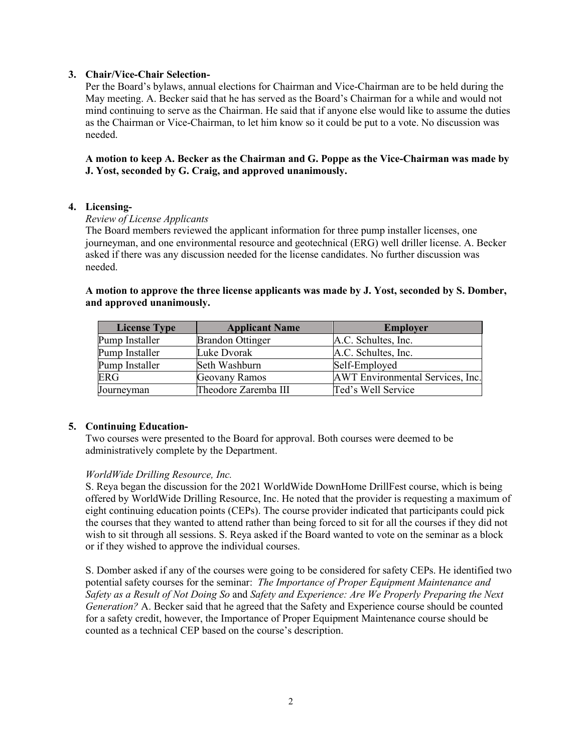3. **Chair/Vice-Chair Selection-**

   Per the Board's bylaws, annual elections for Chairman and Vice-Chairman are to be held during the May meeting. A. Becker said that he has served as the Board's Chairman for a while and would not mind continuing to serve as the Chairman. He said that if anyone else would like to assume the duties as the Chairman or Vice-Chairman, to let him know so it could be put to a vote. No discussion was needed.

   **A motion to keep A. Becker as the Chairman and G. Poppe as the Vice-Chairman was made by J. Yost, seconded by G. Craig, and approved unanimously.**

4. **Licensing-**

   *Review of License Applicants*

   The Board members reviewed the applicant information for three pump installer licenses, one journeyman, and one environmental resource and geotechnical (ERG) well driller license. A. Becker asked if there was any discussion needed for the license candidates. No further discussion was needed.

   **A motion to approve the three license applicants was made by J. Yost, seconded by S. Domber, and approved unanimously.**

| License Type | Applicant Name | Employer |
| --- | --- | --- |
| Pump Installer | Brandon Ottinger | A.C. Schultes, Inc. |
| Pump Installer | Luke Dvorak | A.C. Schultes, Inc. |
| Pump Installer | Seth Washburn | Self-Employed |
| ERG | Geovany Ramos | AWT Environmental Services, Inc. |
| Journeyman | Theodore Zaremba III | Ted's Well Service |

5. **Continuing Education-**

   Two courses were presented to the Board for approval. Both courses were deemed to be administratively complete by the Department.

   *WorldWide Drilling Resource, Inc.*

   S. Reya began the discussion for the 2021 WorldWide DownHome DrillFest course, which is being offered by WorldWide Drilling Resource, Inc. He noted that the provider is requesting a maximum of eight continuing education points (CEPs). The course provider indicated that participants could pick the courses that they wanted to attend rather than being forced to sit for all the courses if they did not wish to sit through all sessions. S. Reya asked if the Board wanted to vote on the seminar as a block or if they wished to approve the individual courses.

   S. Domber asked if any of the courses were going to be considered for safety CEPs. He identified two potential safety courses for the seminar: *The Importance of Proper Equipment Maintenance and Safety as a Result of Not Doing So* and *Safety and Experience: Are We Properly Preparing the Next Generation?* A. Becker said that he agreed that the Safety and Experience course should be counted for a safety credit, however, the Importance of Proper Equipment Maintenance course should be counted as a technical CEP based on the course's description.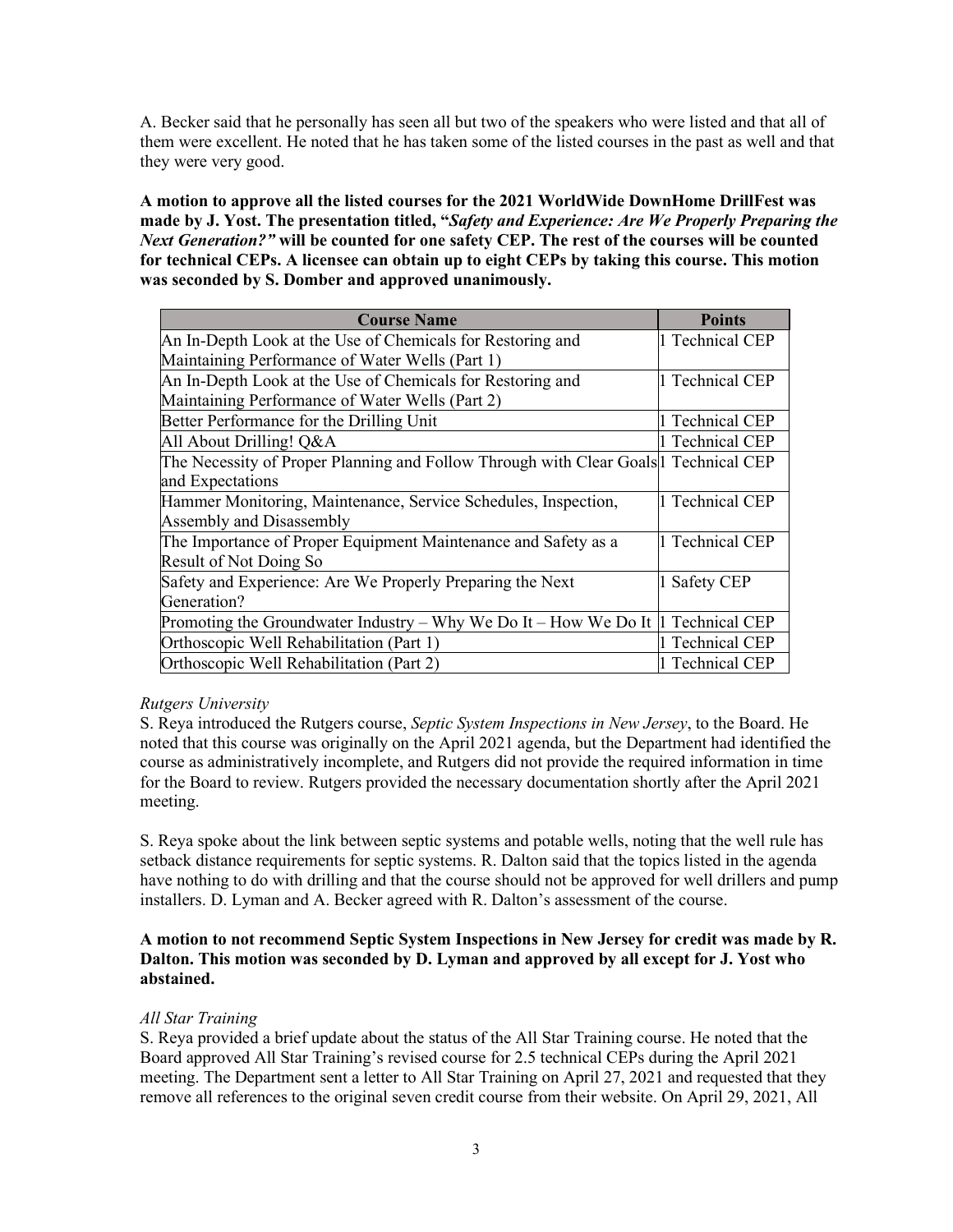A. Becker said that he personally has seen all but two of the speakers who were listed and that all of them were excellent. He noted that he has taken some of the listed courses in the past as well and that they were very good.

**A motion to approve all the listed courses for the 2021 WorldWide DownHome DrillFest was made by J. Yost. The presentation titled, "*Safety and Experience: Are We Properly Preparing the Next Generation?"* will be counted for one safety CEP. The rest of the courses will be counted for technical CEPs. A licensee can obtain up to eight CEPs by taking this course. This motion was seconded by S. Domber and approved unanimously.**

| Course Name | Points |
|---|---|
| An In-Depth Look at the Use of Chemicals for Restoring and Maintaining Performance of Water Wells (Part 1) | 1 Technical CEP |
| An In-Depth Look at the Use of Chemicals for Restoring and Maintaining Performance of Water Wells (Part 2) | 1 Technical CEP |
| Better Performance for the Drilling Unit | 1 Technical CEP |
| All About Drilling! Q&A | 1 Technical CEP |
| The Necessity of Proper Planning and Follow Through with Clear Goals and Expectations | 1 Technical CEP |
| Hammer Monitoring, Maintenance, Service Schedules, Inspection, Assembly and Disassembly | 1 Technical CEP |
| The Importance of Proper Equipment Maintenance and Safety as a Result of Not Doing So | 1 Technical CEP |
| Safety and Experience: Are We Properly Preparing the Next Generation? | 1 Safety CEP |
| Promoting the Groundwater Industry – Why We Do It – How We Do It | 1 Technical CEP |
| Orthoscopic Well Rehabilitation (Part 1) | 1 Technical CEP |
| Orthoscopic Well Rehabilitation (Part 2) | 1 Technical CEP |

*Rutgers University*

S. Reya introduced the Rutgers course, *Septic System Inspections in New Jersey*, to the Board. He noted that this course was originally on the April 2021 agenda, but the Department had identified the course as administratively incomplete, and Rutgers did not provide the required information in time for the Board to review. Rutgers provided the necessary documentation shortly after the April 2021 meeting.

S. Reya spoke about the link between septic systems and potable wells, noting that the well rule has setback distance requirements for septic systems. R. Dalton said that the topics listed in the agenda have nothing to do with drilling and that the course should not be approved for well drillers and pump installers. D. Lyman and A. Becker agreed with R. Dalton's assessment of the course.

**A motion to not recommend Septic System Inspections in New Jersey for credit was made by R. Dalton. This motion was seconded by D. Lyman and approved by all except for J. Yost who abstained.**

*All Star Training*

S. Reya provided a brief update about the status of the All Star Training course. He noted that the Board approved All Star Training's revised course for 2.5 technical CEPs during the April 2021 meeting. The Department sent a letter to All Star Training on April 27, 2021 and requested that they remove all references to the original seven credit course from their website. On April 29, 2021, All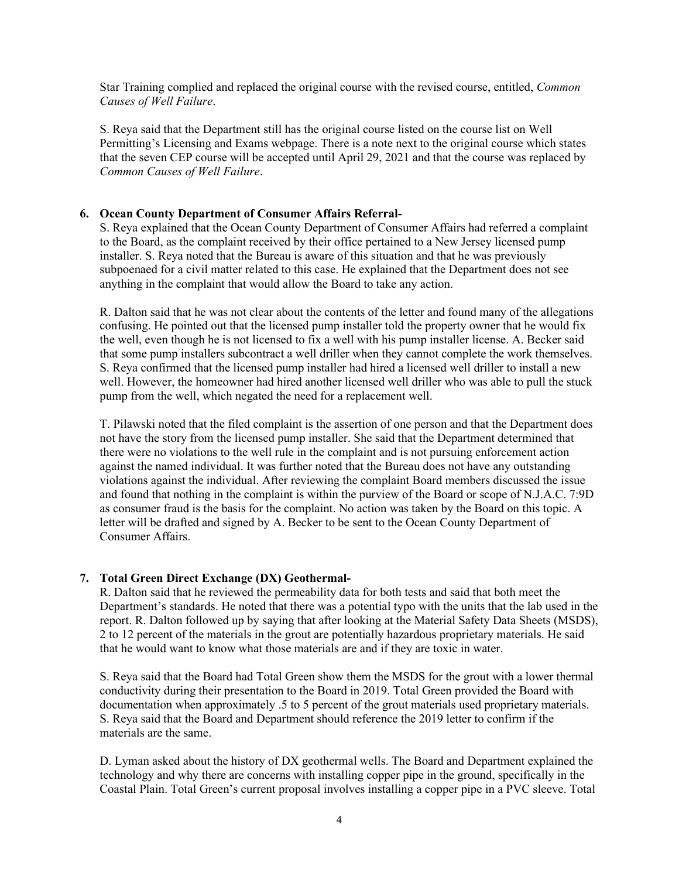Star Training complied and replaced the original course with the revised course, entitled, *Common Causes of Well Failure*.

S. Reya said that the Department still has the original course listed on the course list on Well Permitting's Licensing and Exams webpage. There is a note next to the original course which states that the seven CEP course will be accepted until April 29, 2021 and that the course was replaced by *Common Causes of Well Failure*.

**6. Ocean County Department of Consumer Affairs Referral-**

S. Reya explained that the Ocean County Department of Consumer Affairs had referred a complaint to the Board, as the complaint received by their office pertained to a New Jersey licensed pump installer. S. Reya noted that the Bureau is aware of this situation and that he was previously subpoenaed for a civil matter related to this case. He explained that the Department does not see anything in the complaint that would allow the Board to take any action.

R. Dalton said that he was not clear about the contents of the letter and found many of the allegations confusing. He pointed out that the licensed pump installer told the property owner that he would fix the well, even though he is not licensed to fix a well with his pump installer license. A. Becker said that some pump installers subcontract a well driller when they cannot complete the work themselves. S. Reya confirmed that the licensed pump installer had hired a licensed well driller to install a new well. However, the homeowner had hired another licensed well driller who was able to pull the stuck pump from the well, which negated the need for a replacement well.

T. Pilawski noted that the filed complaint is the assertion of one person and that the Department does not have the story from the licensed pump installer. She said that the Department determined that there were no violations to the well rule in the complaint and is not pursuing enforcement action against the named individual. It was further noted that the Bureau does not have any outstanding violations against the individual. After reviewing the complaint Board members discussed the issue and found that nothing in the complaint is within the purview of the Board or scope of N.J.A.C. 7:9D as consumer fraud is the basis for the complaint. No action was taken by the Board on this topic. A letter will be drafted and signed by A. Becker to be sent to the Ocean County Department of Consumer Affairs.

**7. Total Green Direct Exchange (DX) Geothermal-**

R. Dalton said that he reviewed the permeability data for both tests and said that both meet the Department's standards. He noted that there was a potential typo with the units that the lab used in the report. R. Dalton followed up by saying that after looking at the Material Safety Data Sheets (MSDS), 2 to 12 percent of the materials in the grout are potentially hazardous proprietary materials. He said that he would want to know what those materials are and if they are toxic in water.

S. Reya said that the Board had Total Green show them the MSDS for the grout with a lower thermal conductivity during their presentation to the Board in 2019. Total Green provided the Board with documentation when approximately .5 to 5 percent of the grout materials used proprietary materials. S. Reya said that the Board and Department should reference the 2019 letter to confirm if the materials are the same.

D. Lyman asked about the history of DX geothermal wells. The Board and Department explained the technology and why there are concerns with installing copper pipe in the ground, specifically in the Coastal Plain. Total Green's current proposal involves installing a copper pipe in a PVC sleeve. Total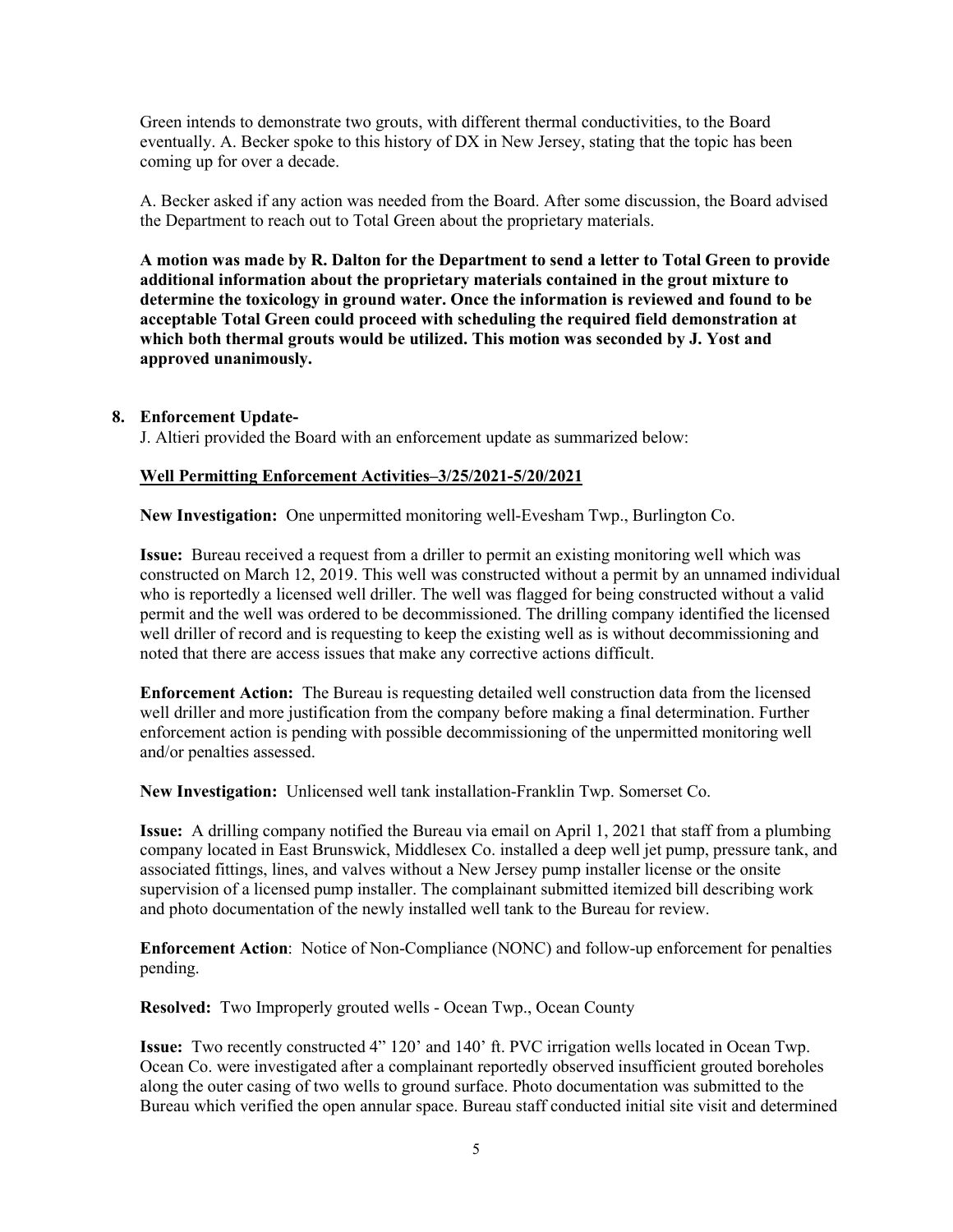Green intends to demonstrate two grouts, with different thermal conductivities, to the Board eventually. A. Becker spoke to this history of DX in New Jersey, stating that the topic has been coming up for over a decade.

A. Becker asked if any action was needed from the Board. After some discussion, the Board advised the Department to reach out to Total Green about the proprietary materials.

**A motion was made by R. Dalton for the Department to send a letter to Total Green to provide additional information about the proprietary materials contained in the grout mixture to determine the toxicology in ground water. Once the information is reviewed and found to be acceptable Total Green could proceed with scheduling the required field demonstration at which both thermal grouts would be utilized. This motion was seconded by J. Yost and approved unanimously.**

**8. Enforcement Update-**

J. Altieri provided the Board with an enforcement update as summarized below:

**Well Permitting Enforcement Activities–3/25/2021-5/20/2021**

**New Investigation:** One unpermitted monitoring well-Evesham Twp., Burlington Co.

**Issue:** Bureau received a request from a driller to permit an existing monitoring well which was constructed on March 12, 2019. This well was constructed without a permit by an unnamed individual who is reportedly a licensed well driller. The well was flagged for being constructed without a valid permit and the well was ordered to be decommissioned. The drilling company identified the licensed well driller of record and is requesting to keep the existing well as is without decommissioning and noted that there are access issues that make any corrective actions difficult.

**Enforcement Action:** The Bureau is requesting detailed well construction data from the licensed well driller and more justification from the company before making a final determination. Further enforcement action is pending with possible decommissioning of the unpermitted monitoring well and/or penalties assessed.

**New Investigation:** Unlicensed well tank installation-Franklin Twp. Somerset Co.

**Issue:** A drilling company notified the Bureau via email on April 1, 2021 that staff from a plumbing company located in East Brunswick, Middlesex Co. installed a deep well jet pump, pressure tank, and associated fittings, lines, and valves without a New Jersey pump installer license or the onsite supervision of a licensed pump installer. The complainant submitted itemized bill describing work and photo documentation of the newly installed well tank to the Bureau for review.

**Enforcement Action**: Notice of Non-Compliance (NONC) and follow-up enforcement for penalties pending.

**Resolved:** Two Improperly grouted wells - Ocean Twp., Ocean County

**Issue:** Two recently constructed 4" 120' and 140' ft. PVC irrigation wells located in Ocean Twp. Ocean Co. were investigated after a complainant reportedly observed insufficient grouted boreholes along the outer casing of two wells to ground surface. Photo documentation was submitted to the Bureau which verified the open annular space. Bureau staff conducted initial site visit and determined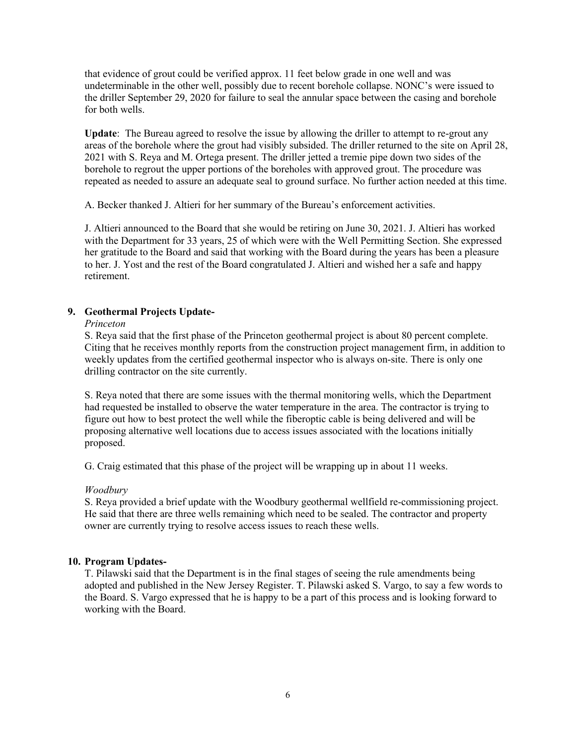that evidence of grout could be verified approx. 11 feet below grade in one well and was undeterminable in the other well, possibly due to recent borehole collapse. NONC's were issued to the driller September 29, 2020 for failure to seal the annular space between the casing and borehole for both wells.

**Update**: The Bureau agreed to resolve the issue by allowing the driller to attempt to re-grout any areas of the borehole where the grout had visibly subsided. The driller returned to the site on April 28, 2021 with S. Reya and M. Ortega present. The driller jetted a tremie pipe down two sides of the borehole to regrout the upper portions of the boreholes with approved grout. The procedure was repeated as needed to assure an adequate seal to ground surface. No further action needed at this time.

A. Becker thanked J. Altieri for her summary of the Bureau's enforcement activities.

J. Altieri announced to the Board that she would be retiring on June 30, 2021. J. Altieri has worked with the Department for 33 years, 25 of which were with the Well Permitting Section. She expressed her gratitude to the Board and said that working with the Board during the years has been a pleasure to her. J. Yost and the rest of the Board congratulated J. Altieri and wished her a safe and happy retirement.

**9. Geothermal Projects Update-**

*Princeton*

S. Reya said that the first phase of the Princeton geothermal project is about 80 percent complete. Citing that he receives monthly reports from the construction project management firm, in addition to weekly updates from the certified geothermal inspector who is always on-site. There is only one drilling contractor on the site currently.

S. Reya noted that there are some issues with the thermal monitoring wells, which the Department had requested be installed to observe the water temperature in the area. The contractor is trying to figure out how to best protect the well while the fiberoptic cable is being delivered and will be proposing alternative well locations due to access issues associated with the locations initially proposed.

G. Craig estimated that this phase of the project will be wrapping up in about 11 weeks.

*Woodbury*

S. Reya provided a brief update with the Woodbury geothermal wellfield re-commissioning project. He said that there are three wells remaining which need to be sealed. The contractor and property owner are currently trying to resolve access issues to reach these wells.

**10. Program Updates-**

T. Pilawski said that the Department is in the final stages of seeing the rule amendments being adopted and published in the New Jersey Register. T. Pilawski asked S. Vargo, to say a few words to the Board. S. Vargo expressed that he is happy to be a part of this process and is looking forward to working with the Board.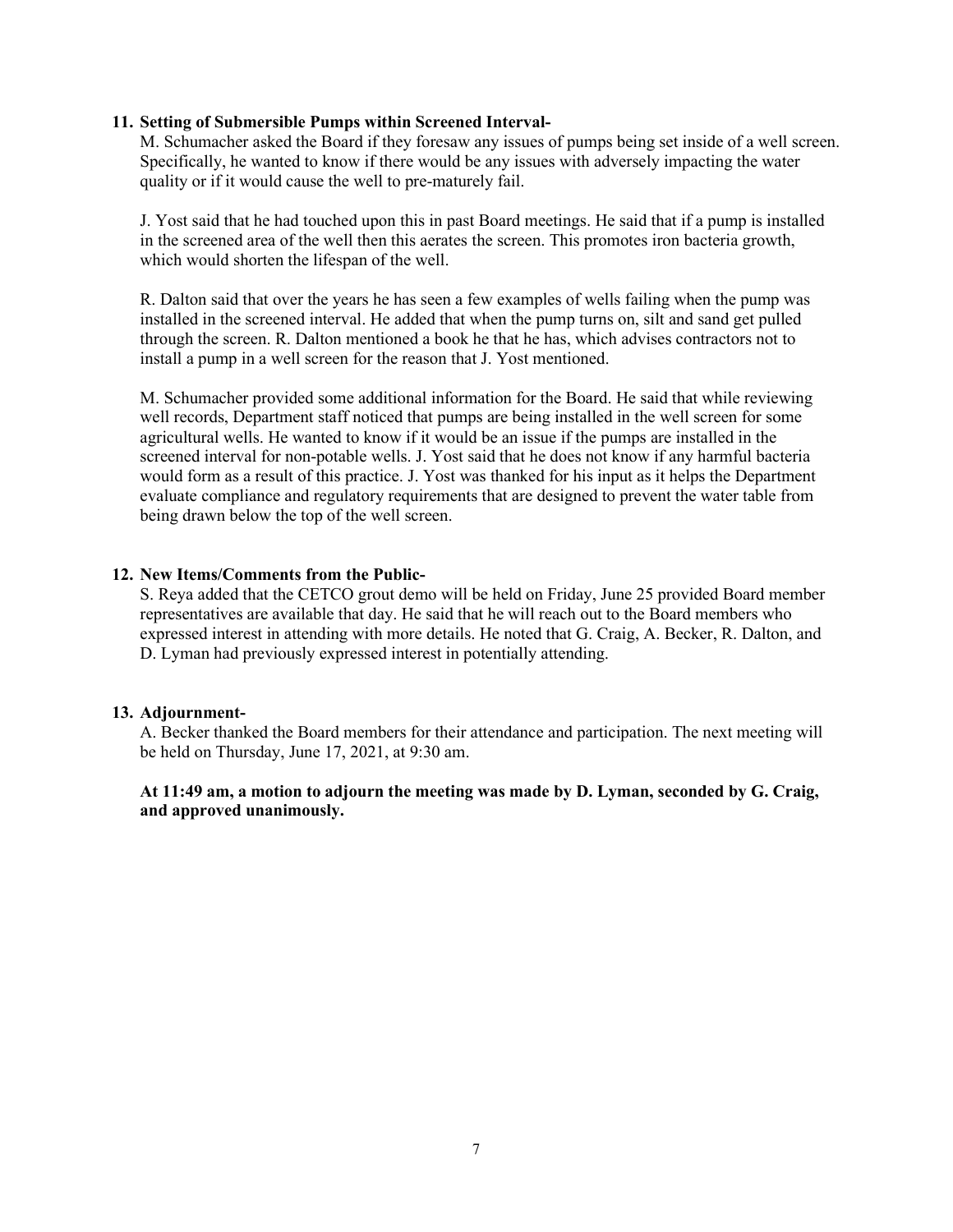**11. Setting of Submersible Pumps within Screened Interval-**

M. Schumacher asked the Board if they foresaw any issues of pumps being set inside of a well screen. Specifically, he wanted to know if there would be any issues with adversely impacting the water quality or if it would cause the well to pre-maturely fail.

J. Yost said that he had touched upon this in past Board meetings. He said that if a pump is installed in the screened area of the well then this aerates the screen. This promotes iron bacteria growth, which would shorten the lifespan of the well.

R. Dalton said that over the years he has seen a few examples of wells failing when the pump was installed in the screened interval. He added that when the pump turns on, silt and sand get pulled through the screen. R. Dalton mentioned a book he that he has, which advises contractors not to install a pump in a well screen for the reason that J. Yost mentioned.

M. Schumacher provided some additional information for the Board. He said that while reviewing well records, Department staff noticed that pumps are being installed in the well screen for some agricultural wells. He wanted to know if it would be an issue if the pumps are installed in the screened interval for non-potable wells. J. Yost said that he does not know if any harmful bacteria would form as a result of this practice. J. Yost was thanked for his input as it helps the Department evaluate compliance and regulatory requirements that are designed to prevent the water table from being drawn below the top of the well screen.

**12. New Items/Comments from the Public-**

S. Reya added that the CETCO grout demo will be held on Friday, June 25 provided Board member representatives are available that day. He said that he will reach out to the Board members who expressed interest in attending with more details. He noted that G. Craig, A. Becker, R. Dalton, and D. Lyman had previously expressed interest in potentially attending.

**13. Adjournment-**

A. Becker thanked the Board members for their attendance and participation. The next meeting will be held on Thursday, June 17, 2021, at 9:30 am.

**At 11:49 am, a motion to adjourn the meeting was made by D. Lyman, seconded by G. Craig, and approved unanimously.**